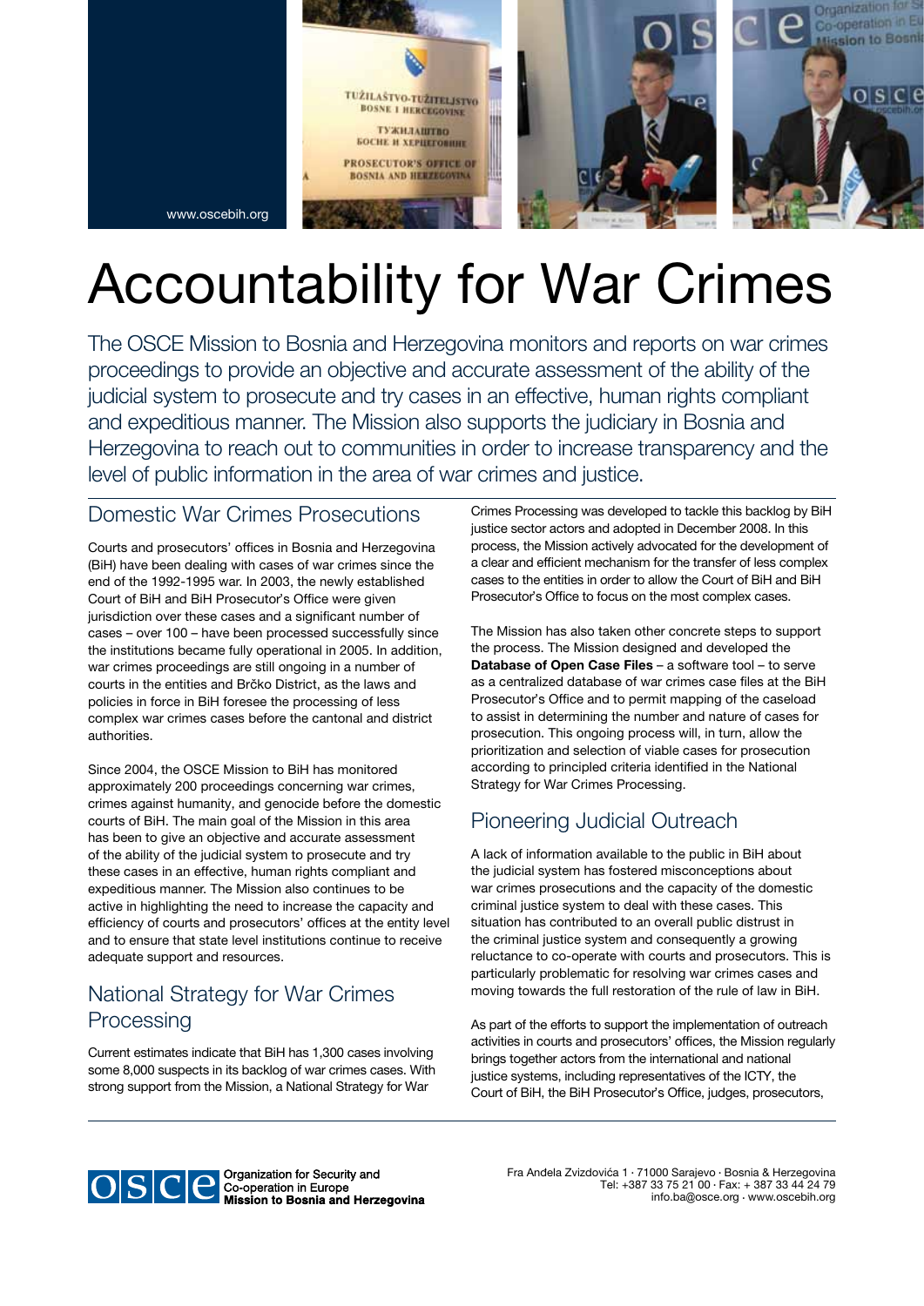www.oscebih.org

# Accountability for War Crimes

The OSCE Mission to Bosnia and Herzegovina monitors and reports on war crimes proceedings to provide an objective and accurate assessment of the ability of the judicial system to prosecute and try cases in an effective, human rights compliant and expeditious manner. The Mission also supports the judiciary in Bosnia and Herzegovina to reach out to communities in order to increase transparency and the level of public information in the area of war crimes and justice.

## Domestic War Crimes Prosecutions

Courts and prosecutors' offices in Bosnia and Herzegovina (BiH) have been dealing with cases of war crimes since the end of the 1992-1995 war. In 2003, the newly established Court of BiH and BiH Prosecutor's Office were given jurisdiction over these cases and a significant number of cases – over 100 – have been processed successfully since the institutions became fully operational in 2005. In addition, war crimes proceedings are still ongoing in a number of courts in the entities and Brčko District, as the laws and policies in force in BiH foresee the processing of less complex war crimes cases before the cantonal and district authorities.

Since 2004, the OSCE Mission to BiH has monitored approximately 200 proceedings concerning war crimes, crimes against humanity, and genocide before the domestic courts of BiH. The main goal of the Mission in this area has been to give an objective and accurate assessment of the ability of the judicial system to prosecute and try these cases in an effective, human rights compliant and expeditious manner. The Mission also continues to be active in highlighting the need to increase the capacity and efficiency of courts and prosecutors' offices at the entity level and to ensure that state level institutions continue to receive adequate support and resources.

## National Strategy for War Crimes Processing

Current estimates indicate that BiH has 1,300 cases involving some 8,000 suspects in its backlog of war crimes cases. With strong support from the Mission, a National Strategy for War Crimes Processing was developed to tackle this backlog by BiH justice sector actors and adopted in December 2008. In this process, the Mission actively advocated for the development of a clear and efficient mechanism for the transfer of less complex cases to the entities in order to allow the Court of BiH and BiH Prosecutor's Office to focus on the most complex cases.

The Mission has also taken other concrete steps to support the process. The Mission designed and developed the **Database of Open Case Files** – a software tool – to serve as a centralized database of war crimes case files at the BiH Prosecutor's Office and to permit mapping of the caseload to assist in determining the number and nature of cases for prosecution. This ongoing process will, in turn, allow the prioritization and selection of viable cases for prosecution according to principled criteria identified in the National Strategy for War Crimes Processing.

## Pioneering Judicial Outreach

A lack of information available to the public in BiH about the judicial system has fostered misconceptions about war crimes prosecutions and the capacity of the domestic criminal justice system to deal with these cases. This situation has contributed to an overall public distrust in the criminal justice system and consequently a growing reluctance to co-operate with courts and prosecutors. This is particularly problematic for resolving war crimes cases and moving towards the full restoration of the rule of law in BiH.

As part of the efforts to support the implementation of outreach activities in courts and prosecutors' offices, the Mission regularly brings together actors from the international and national justice systems, including representatives of the ICTY, the Court of BiH, the BiH Prosecutor's Office, judges, prosecutors,

Organization for Security and Co-operation in Europe
**Mission to Bosnia and Herzegovina**

Fra Anđela Zvizdovića 1 · 71000 Sarajevo · Bosnia & Herzegovina
Tel: +387 33 75 21 00 · Fax: + 387 33 44 24 79
info.ba@osce.org · www.oscebih.org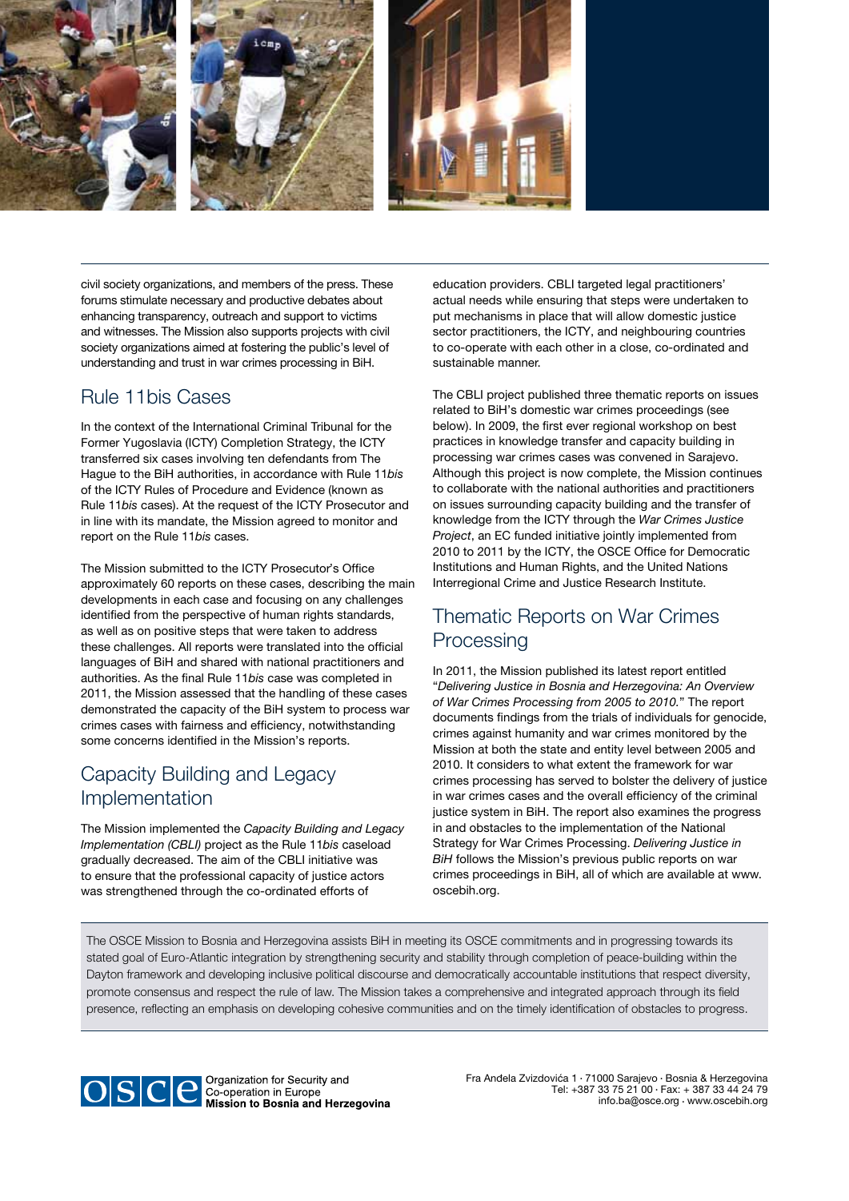civil society organizations, and members of the press. These forums stimulate necessary and productive debates about enhancing transparency, outreach and support to victims and witnesses. The Mission also supports projects with civil society organizations aimed at fostering the public's level of understanding and trust in war crimes processing in BiH.

## Rule 11bis Cases

In the context of the International Criminal Tribunal for the Former Yugoslavia (ICTY) Completion Strategy, the ICTY transferred six cases involving ten defendants from The Hague to the BiH authorities, in accordance with Rule 11*bis* of the ICTY Rules of Procedure and Evidence (known as Rule 11*bis* cases). At the request of the ICTY Prosecutor and in line with its mandate, the Mission agreed to monitor and report on the Rule 11*bis* cases.

The Mission submitted to the ICTY Prosecutor's Office approximately 60 reports on these cases, describing the main developments in each case and focusing on any challenges identified from the perspective of human rights standards, as well as on positive steps that were taken to address these challenges. All reports were translated into the official languages of BiH and shared with national practitioners and authorities. As the final Rule 11*bis* case was completed in 2011, the Mission assessed that the handling of these cases demonstrated the capacity of the BiH system to process war crimes cases with fairness and efficiency, notwithstanding some concerns identified in the Mission's reports.

## Capacity Building and Legacy Implementation

The Mission implemented the *Capacity Building and Legacy Implementation (CBLI)* project as the Rule 11*bis* caseload gradually decreased. The aim of the CBLI initiative was to ensure that the professional capacity of justice actors was strengthened through the co-ordinated efforts of education providers. CBLI targeted legal practitioners' actual needs while ensuring that steps were undertaken to put mechanisms in place that will allow domestic justice sector practitioners, the ICTY, and neighbouring countries to co-operate with each other in a close, co-ordinated and sustainable manner.

The CBLI project published three thematic reports on issues related to BiH's domestic war crimes proceedings (see below). In 2009, the first ever regional workshop on best practices in knowledge transfer and capacity building in processing war crimes cases was convened in Sarajevo. Although this project is now complete, the Mission continues to collaborate with the national authorities and practitioners on issues surrounding capacity building and the transfer of knowledge from the ICTY through the *War Crimes Justice Project*, an EC funded initiative jointly implemented from 2010 to 2011 by the ICTY, the OSCE Office for Democratic Institutions and Human Rights, and the United Nations Interregional Crime and Justice Research Institute.

## Thematic Reports on War Crimes Processing

In 2011, the Mission published its latest report entitled "*Delivering Justice in Bosnia and Herzegovina: An Overview of War Crimes Processing from 2005 to 2010.*" The report documents findings from the trials of individuals for genocide, crimes against humanity and war crimes monitored by the Mission at both the state and entity level between 2005 and 2010. It considers to what extent the framework for war crimes processing has served to bolster the delivery of justice in war crimes cases and the overall efficiency of the criminal justice system in BiH. The report also examines the progress in and obstacles to the implementation of the National Strategy for War Crimes Processing. *Delivering Justice in BiH* follows the Mission's previous public reports on war crimes proceedings in BiH, all of which are available at www.oscebih.org.

The OSCE Mission to Bosnia and Herzegovina assists BiH in meeting its OSCE commitments and in progressing towards its stated goal of Euro-Atlantic integration by strengthening security and stability through completion of peace-building within the Dayton framework and developing inclusive political discourse and democratically accountable institutions that respect diversity, promote consensus and respect the rule of law. The Mission takes a comprehensive and integrated approach through its field presence, reflecting an emphasis on developing cohesive communities and on the timely identification of obstacles to progress.

OSCE Organization for Security and Co-operation in Europe
**Mission to Bosnia and Herzegovina**

Fra Anđela Zvizdovića 1 · 71000 Sarajevo · Bosnia & Herzegovina
Tel: +387 33 75 21 00 · Fax: + 387 33 44 24 79
info.ba@osce.org · www.oscebih.org